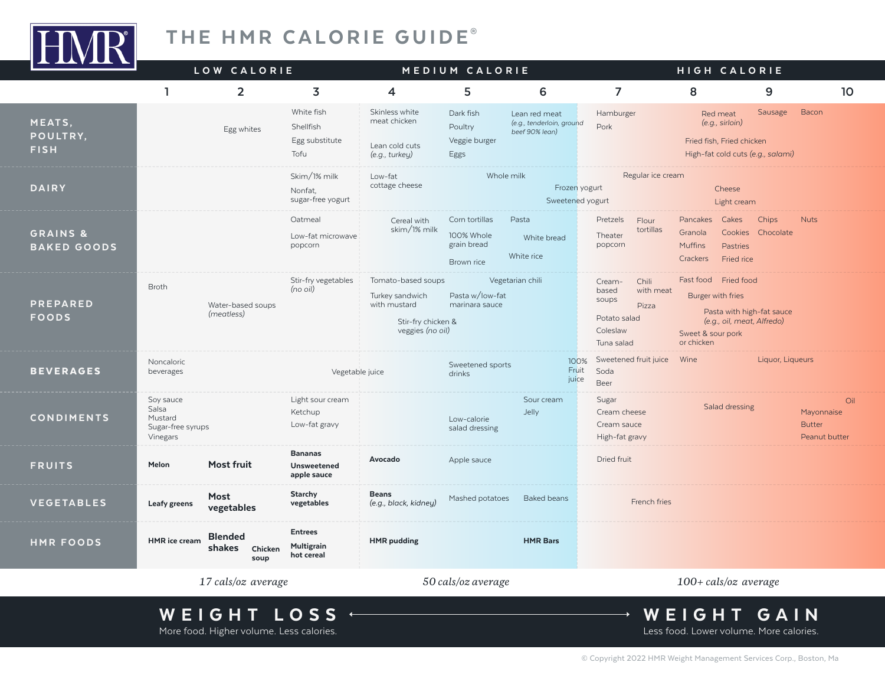# THE HMR CALORIE GUIDE®

| | LOW CALORIE | | | MEDIUM CALORIE | | | HIGH CALORIE | | | |
|---|---|---|---|---|---|---|---|---|---|---|
| | 1 | 2 | 3 | 4 | 5 | 6 | 7 | 8 | 9 | 10 |
| **MEATS, POULTRY, FISH** | | Egg whites | White fish<br>Shellfish<br>Egg substitute<br>Tofu | Skinless white meat chicken<br>Lean cold cuts *(e.g., turkey)* | Dark fish<br>Poultry<br>Veggie burger<br>Eggs | Lean red meat *(e.g., tenderloin, ground beef 90% lean)* | Hamburger<br>Pork | Red meat *(e.g., sirloin)*<br>Fried fish, Fried chicken<br>High-fat cold cuts *(e.g., salami)* | Sausage | Bacon |
| **DAIRY** | | | Skim/1% milk<br>Nonfat, sugar-free yogurt | Low-fat cottage cheese | Whole milk | Frozen yogurt<br>Sweetened yogurt | Regular ice cream | Cheese<br>Light cream | | |
| **GRAINS & BAKED GOODS** | | | Oatmeal<br>Low-fat microwave popcorn | Cereal with skim/1% milk | Corn tortillas<br>100% Whole grain bread<br>Brown rice | Pasta<br>White bread<br>White rice | Pretzels<br>Theater popcorn<br>Flour tortillas | Pancakes<br>Granola<br>Muffins<br>Crackers<br>Cakes<br>Cookies<br>Pastries<br>Fried rice | Chips<br>Chocolate | Nuts |
| **PREPARED FOODS** | Broth | Water-based soups *(meatless)* | Stir-fry vegetables *(no oil)* | Tomato-based soups<br>Turkey sandwich with mustard<br>Stir-fry chicken & veggies *(no oil)* | Pasta w/low-fat marinara sauce | Vegetarian chili | Cream-based soups<br>Chili with meat<br>Pizza<br>Potato salad<br>Coleslaw<br>Tuna salad | Fast food<br>Fried food<br>Burger with fries<br>Pasta with high-fat sauce *(e.g., oil, meat, Alfredo)*<br>Sweet & sour pork or chicken | | |
| **BEVERAGES** | Noncaloric beverages | | | Vegetable juice | Sweetened sports drinks | 100% Fruit juice | Sweetened fruit juice<br>Soda<br>Beer | Wine | Liquor, Liqueurs | |
| **CONDIMENTS** | Soy sauce<br>Salsa<br>Mustard<br>Sugar-free syrups<br>Vinegars | | Light sour cream<br>Ketchup<br>Low-fat gravy | | Low-calorie salad dressing | Sour cream<br>Jelly | Sugar<br>Cream cheese<br>Cream sauce<br>High-fat gravy | Salad dressing | | Oil<br>Mayonnaise<br>Butter<br>Peanut butter |
| **FRUITS** | **Melon** | **Most fruit** | **Bananas**<br>**Unsweetened apple sauce** | **Avocado** | Apple sauce | | Dried fruit | | | |
| **VEGETABLES** | **Leafy greens** | **Most vegetables** | **Starchy vegetables** | **Beans** *(e.g., black, kidney)* | Mashed potatoes | Baked beans | French fries | | | |
| **HMR FOODS** | **HMR ice cream** | **Blended shakes**<br>**Chicken soup** | **Entrees**<br>**Multigrain hot cereal** | **HMR pudding** | | **HMR Bars** | | | | |
| | *17 cals/oz average* | | | *50 cals/oz average* | | | *100+ cals/oz average* | | | |

**WEIGHT LOSS** ⟵⟶ **WEIGHT GAIN**

More food. Higher volume. Less calories. — Less food. Lower volume. More calories.

© Copyright 2022 HMR Weight Management Services Corp., Boston, Ma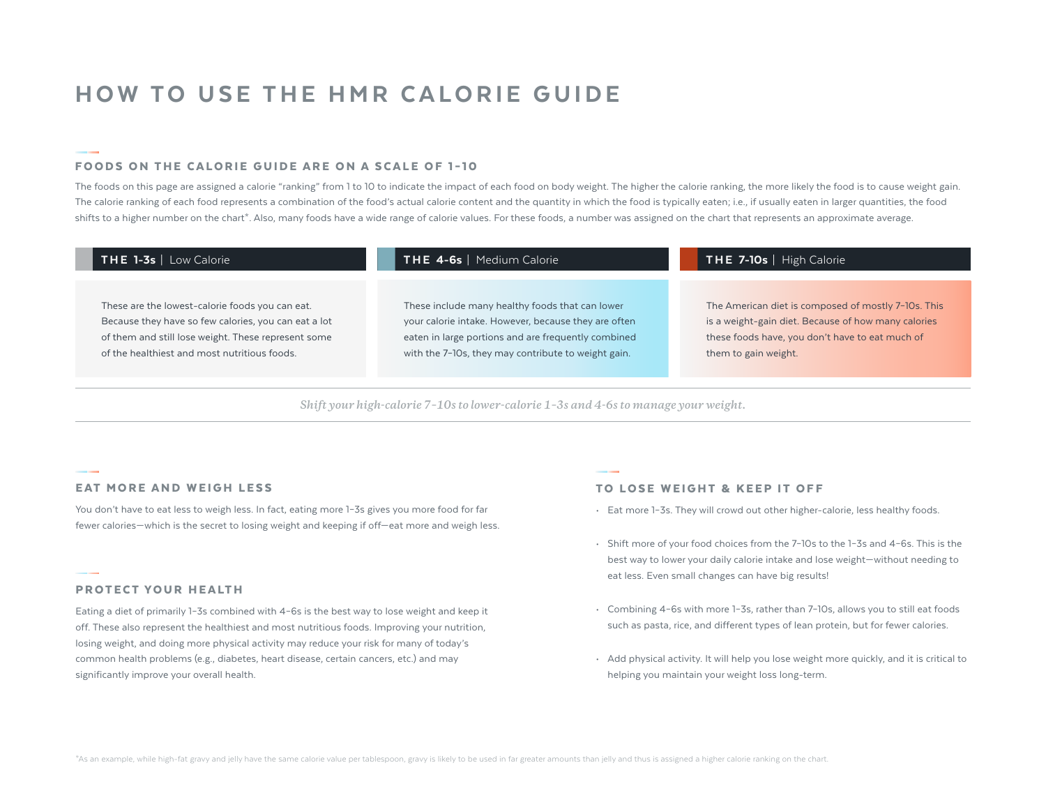# HOW TO USE THE HMR CALORIE GUIDE

## FOODS ON THE CALORIE GUIDE ARE ON A SCALE OF 1-10

The foods on this page are assigned a calorie "ranking" from 1 to 10 to indicate the impact of each food on body weight. The higher the calorie ranking, the more likely the food is to cause weight gain. The calorie ranking of each food represents a combination of the food's actual calorie content and the quantity in which the food is typically eaten; i.e., if usually eaten in larger quantities, the food shifts to a higher number on the chart*. Also, many foods have a wide range of calorie values. For these foods, a number was assigned on the chart that represents an approximate average.

### THE 1-3s | Low Calorie

These are the lowest-calorie foods you can eat. Because they have so few calories, you can eat a lot of them and still lose weight. These represent some of the healthiest and most nutritious foods.

### THE 4-6s | Medium Calorie

These include many healthy foods that can lower your calorie intake. However, because they are often eaten in large portions and are frequently combined with the 7–10s, they may contribute to weight gain.

### THE 7-10s | High Calorie

The American diet is composed of mostly 7–10s. This is a weight-gain diet. Because of how many calories these foods have, you don't have to eat much of them to gain weight.

*Shift your high-calorie 7-10s to lower-calorie 1-3s and 4-6s to manage your weight.*

## EAT MORE AND WEIGH LESS

You don't have to eat less to weigh less. In fact, eating more 1–3s gives you more food for far fewer calories—which is the secret to losing weight and keeping if off—eat more and weigh less.

## PROTECT YOUR HEALTH

Eating a diet of primarily 1–3s combined with 4–6s is the best way to lose weight and keep it off. These also represent the healthiest and most nutritious foods. Improving your nutrition, losing weight, and doing more physical activity may reduce your risk for many of today's common health problems (e.g., diabetes, heart disease, certain cancers, etc.) and may significantly improve your overall health.

## TO LOSE WEIGHT & KEEP IT OFF

- Eat more 1–3s. They will crowd out other higher-calorie, less healthy foods.
- Shift more of your food choices from the 7–10s to the 1–3s and 4–6s. This is the best way to lower your daily calorie intake and lose weight—without needing to eat less. Even small changes can have big results!
- Combining 4–6s with more 1–3s, rather than 7–10s, allows you to still eat foods such as pasta, rice, and different types of lean protein, but for fewer calories.
- Add physical activity. It will help you lose weight more quickly, and it is critical to helping you maintain your weight loss long-term.

*As an example, while high-fat gravy and jelly have the same calorie value per tablespoon, gravy is likely to be used in far greater amounts than jelly and thus is assigned a higher calorie ranking on the chart.